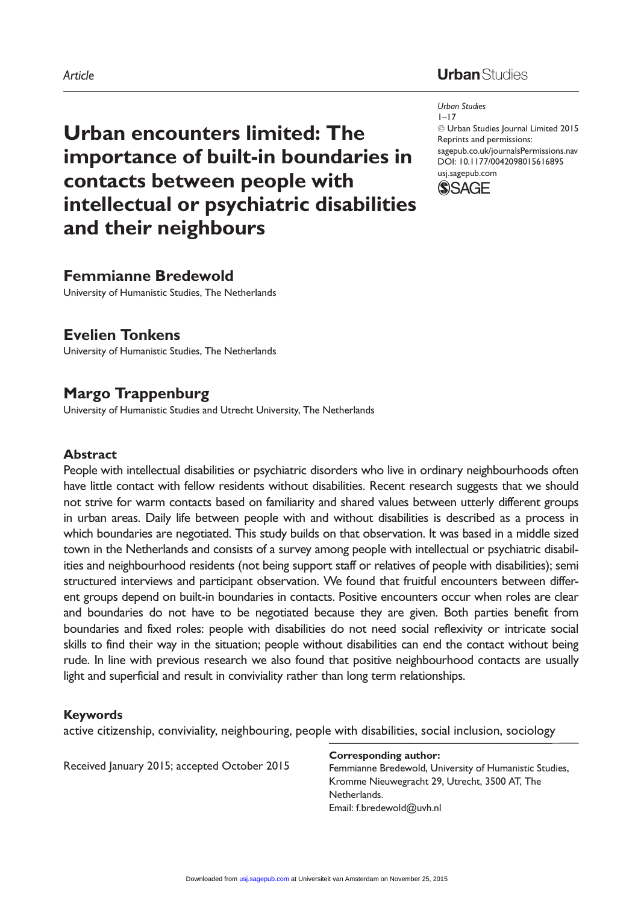*Article*

*Urban Studies*
1–17
© Urban Studies Journal Limited 2015
Reprints and permissions:
sagepub.co.uk/journalsPermissions.nav
DOI: 10.1177/0042098015616895
usj.sagepub.com

# Urban encounters limited: The importance of built-in boundaries in contacts between people with intellectual or psychiatric disabilities and their neighbours

**Femmianne Bredewold**
University of Humanistic Studies, The Netherlands

**Evelien Tonkens**
University of Humanistic Studies, The Netherlands

**Margo Trappenburg**
University of Humanistic Studies and Utrecht University, The Netherlands

## Abstract

People with intellectual disabilities or psychiatric disorders who live in ordinary neighbourhoods often have little contact with fellow residents without disabilities. Recent research suggests that we should not strive for warm contacts based on familiarity and shared values between utterly different groups in urban areas. Daily life between people with and without disabilities is described as a process in which boundaries are negotiated. This study builds on that observation. It was based in a middle sized town in the Netherlands and consists of a survey among people with intellectual or psychiatric disabilities and neighbourhood residents (not being support staff or relatives of people with disabilities); semi structured interviews and participant observation. We found that fruitful encounters between different groups depend on built-in boundaries in contacts. Positive encounters occur when roles are clear and boundaries do not have to be negotiated because they are given. Both parties benefit from boundaries and fixed roles: people with disabilities do not need social reflexivity or intricate social skills to find their way in the situation; people without disabilities can end the contact without being rude. In line with previous research we also found that positive neighbourhood contacts are usually light and superficial and result in conviviality rather than long term relationships.

## Keywords

active citizenship, conviviality, neighbouring, people with disabilities, social inclusion, sociology

Received January 2015; accepted October 2015

**Corresponding author:**
Femmianne Bredewold, University of Humanistic Studies, Kromme Nieuwegracht 29, Utrecht, 3500 AT, The Netherlands.
Email: f.bredewold@uvh.nl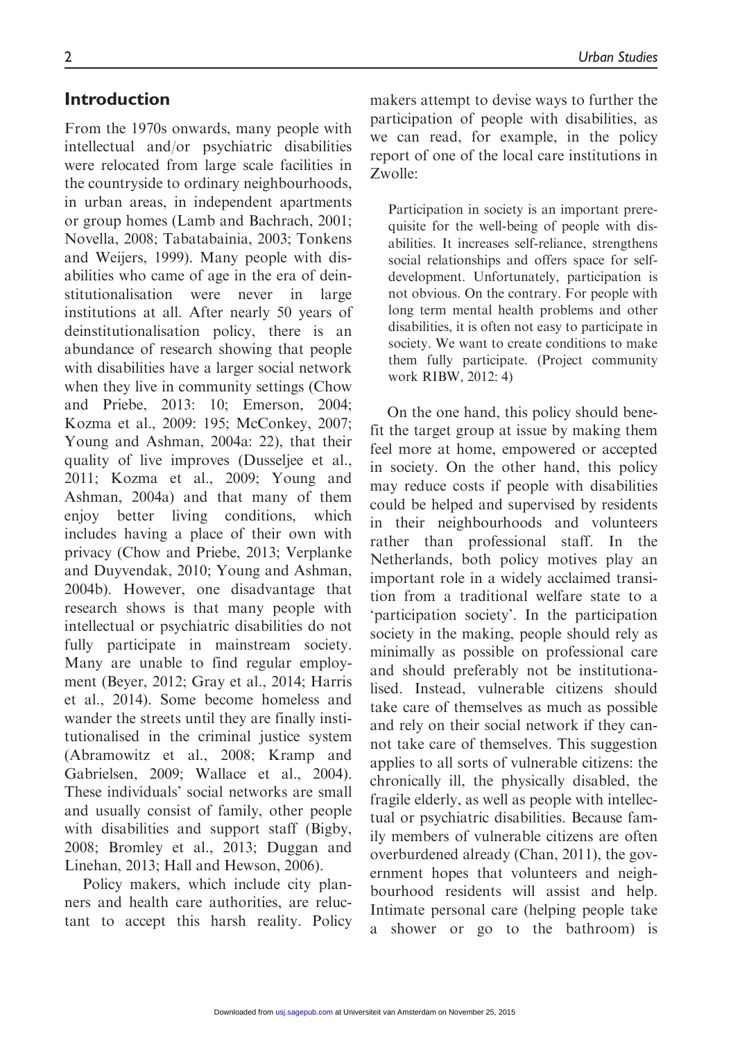## Introduction

From the 1970s onwards, many people with intellectual and/or psychiatric disabilities were relocated from large scale facilities in the countryside to ordinary neighbourhoods, in urban areas, in independent apartments or group homes (Lamb and Bachrach, 2001; Novella, 2008; Tabatabainia, 2003; Tonkens and Weijers, 1999). Many people with disabilities who came of age in the era of deinstitutionalisation were never in large institutions at all. After nearly 50 years of deinstitutionalisation policy, there is an abundance of research showing that people with disabilities have a larger social network when they live in community settings (Chow and Priebe, 2013: 10; Emerson, 2004; Kozma et al., 2009: 195; McConkey, 2007; Young and Ashman, 2004a: 22), that their quality of live improves (Dusseljee et al., 2011; Kozma et al., 2009; Young and Ashman, 2004a) and that many of them enjoy better living conditions, which includes having a place of their own with privacy (Chow and Priebe, 2013; Verplanke and Duyvendak, 2010; Young and Ashman, 2004b). However, one disadvantage that research shows is that many people with intellectual or psychiatric disabilities do not fully participate in mainstream society. Many are unable to find regular employment (Beyer, 2012; Gray et al., 2014; Harris et al., 2014). Some become homeless and wander the streets until they are finally institutionalised in the criminal justice system (Abramowitz et al., 2008; Kramp and Gabrielsen, 2009; Wallace et al., 2004). These individuals' social networks are small and usually consist of family, other people with disabilities and support staff (Bigby, 2008; Bromley et al., 2013; Duggan and Linehan, 2013; Hall and Hewson, 2006).

Policy makers, which include city planners and health care authorities, are reluctant to accept this harsh reality. Policy makers attempt to devise ways to further the participation of people with disabilities, as we can read, for example, in the policy report of one of the local care institutions in Zwolle:

> Participation in society is an important prerequisite for the well-being of people with disabilities. It increases self-reliance, strengthens social relationships and offers space for self-development. Unfortunately, participation is not obvious. On the contrary. For people with long term mental health problems and other disabilities, it is often not easy to participate in society. We want to create conditions to make them fully participate. (Project community work RIBW, 2012: 4)

On the one hand, this policy should benefit the target group at issue by making them feel more at home, empowered or accepted in society. On the other hand, this policy may reduce costs if people with disabilities could be helped and supervised by residents in their neighbourhoods and volunteers rather than professional staff. In the Netherlands, both policy motives play an important role in a widely acclaimed transition from a traditional welfare state to a 'participation society'. In the participation society in the making, people should rely as minimally as possible on professional care and should preferably not be institutionalised. Instead, vulnerable citizens should take care of themselves as much as possible and rely on their social network if they cannot take care of themselves. This suggestion applies to all sorts of vulnerable citizens: the chronically ill, the physically disabled, the fragile elderly, as well as people with intellectual or psychiatric disabilities. Because family members of vulnerable citizens are often overburdened already (Chan, 2011), the government hopes that volunteers and neighbourhood residents will assist and help. Intimate personal care (helping people take a shower or go to the bathroom) is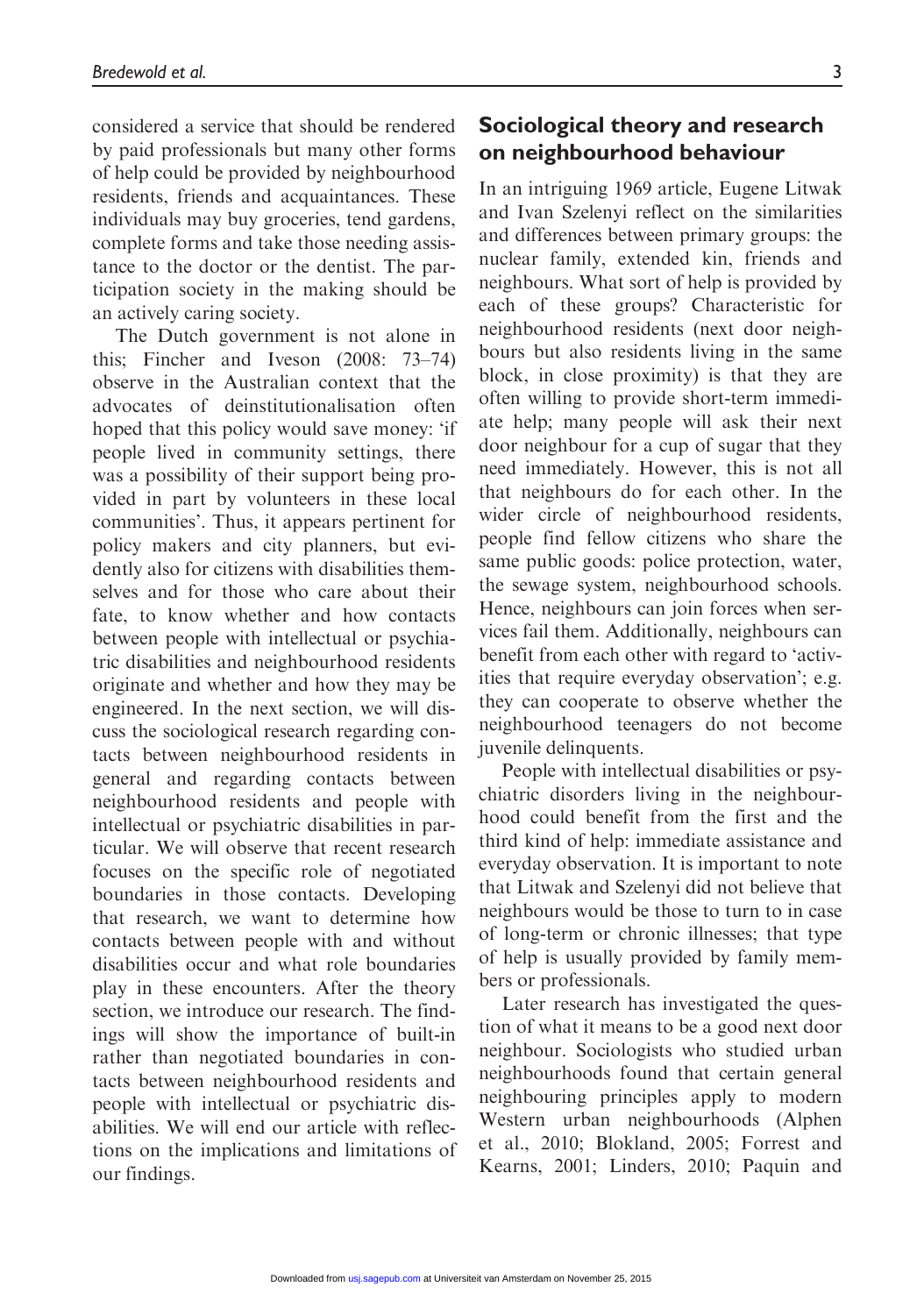considered a service that should be rendered by paid professionals but many other forms of help could be provided by neighbourhood residents, friends and acquaintances. These individuals may buy groceries, tend gardens, complete forms and take those needing assistance to the doctor or the dentist. The participation society in the making should be an actively caring society.

The Dutch government is not alone in this; Fincher and Iveson (2008: 73–74) observe in the Australian context that the advocates of deinstitutionalisation often hoped that this policy would save money: 'if people lived in community settings, there was a possibility of their support being provided in part by volunteers in these local communities'. Thus, it appears pertinent for policy makers and city planners, but evidently also for citizens with disabilities themselves and for those who care about their fate, to know whether and how contacts between people with intellectual or psychiatric disabilities and neighbourhood residents originate and whether and how they may be engineered. In the next section, we will discuss the sociological research regarding contacts between neighbourhood residents in general and regarding contacts between neighbourhood residents and people with intellectual or psychiatric disabilities in particular. We will observe that recent research focuses on the specific role of negotiated boundaries in those contacts. Developing that research, we want to determine how contacts between people with and without disabilities occur and what role boundaries play in these encounters. After the theory section, we introduce our research. The findings will show the importance of built-in rather than negotiated boundaries in contacts between neighbourhood residents and people with intellectual or psychiatric disabilities. We will end our article with reflections on the implications and limitations of our findings.

## Sociological theory and research on neighbourhood behaviour

In an intriguing 1969 article, Eugene Litwak and Ivan Szelenyi reflect on the similarities and differences between primary groups: the nuclear family, extended kin, friends and neighbours. What sort of help is provided by each of these groups? Characteristic for neighbourhood residents (next door neighbours but also residents living in the same block, in close proximity) is that they are often willing to provide short-term immediate help; many people will ask their next door neighbour for a cup of sugar that they need immediately. However, this is not all that neighbours do for each other. In the wider circle of neighbourhood residents, people find fellow citizens who share the same public goods: police protection, water, the sewage system, neighbourhood schools. Hence, neighbours can join forces when services fail them. Additionally, neighbours can benefit from each other with regard to 'activities that require everyday observation'; e.g. they can cooperate to observe whether the neighbourhood teenagers do not become juvenile delinquents.

People with intellectual disabilities or psychiatric disorders living in the neighbourhood could benefit from the first and the third kind of help: immediate assistance and everyday observation. It is important to note that Litwak and Szelenyi did not believe that neighbours would be those to turn to in case of long-term or chronic illnesses; that type of help is usually provided by family members or professionals.

Later research has investigated the question of what it means to be a good next door neighbour. Sociologists who studied urban neighbourhoods found that certain general neighbouring principles apply to modern Western urban neighbourhoods (Alphen et al., 2010; Blokland, 2005; Forrest and Kearns, 2001; Linders, 2010; Paquin and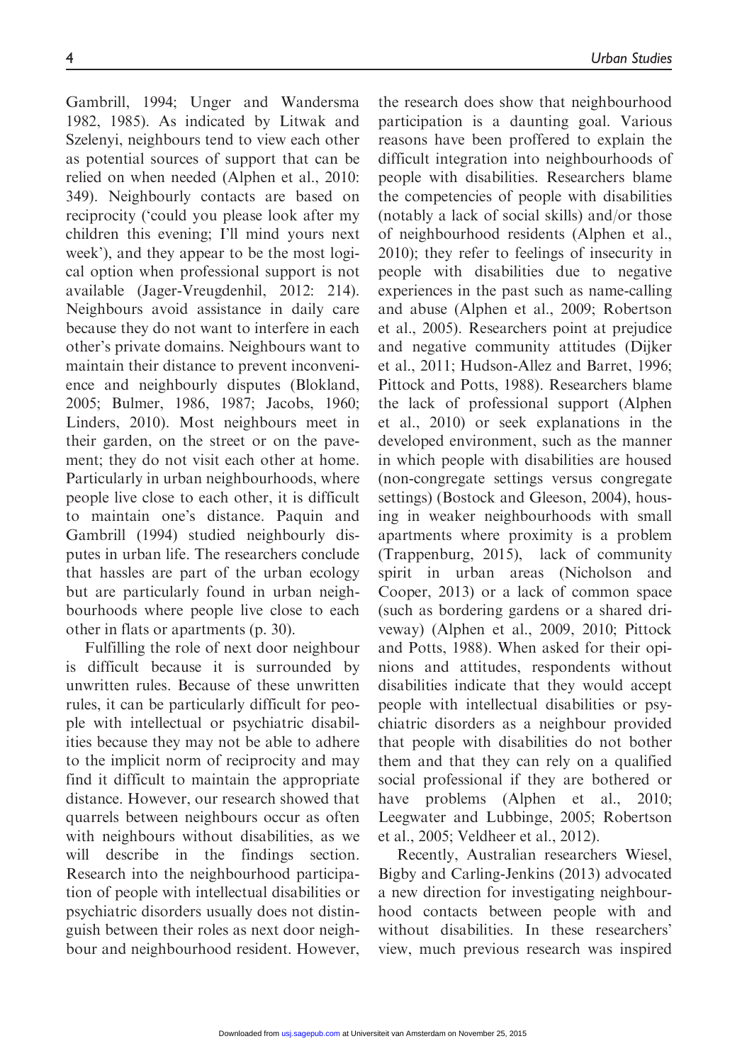Gambrill, 1994; Unger and Wandersma 1982, 1985). As indicated by Litwak and Szelenyi, neighbours tend to view each other as potential sources of support that can be relied on when needed (Alphen et al., 2010: 349). Neighbourly contacts are based on reciprocity ('could you please look after my children this evening; I'll mind yours next week'), and they appear to be the most logical option when professional support is not available (Jager-Vreugdenhil, 2012: 214). Neighbours avoid assistance in daily care because they do not want to interfere in each other's private domains. Neighbours want to maintain their distance to prevent inconvenience and neighbourly disputes (Blokland, 2005; Bulmer, 1986, 1987; Jacobs, 1960; Linders, 2010). Most neighbours meet in their garden, on the street or on the pavement; they do not visit each other at home. Particularly in urban neighbourhoods, where people live close to each other, it is difficult to maintain one's distance. Paquin and Gambrill (1994) studied neighbourly disputes in urban life. The researchers conclude that hassles are part of the urban ecology but are particularly found in urban neighbourhoods where people live close to each other in flats or apartments (p. 30).

Fulfilling the role of next door neighbour is difficult because it is surrounded by unwritten rules. Because of these unwritten rules, it can be particularly difficult for people with intellectual or psychiatric disabilities because they may not be able to adhere to the implicit norm of reciprocity and may find it difficult to maintain the appropriate distance. However, our research showed that quarrels between neighbours occur as often with neighbours without disabilities, as we will describe in the findings section. Research into the neighbourhood participation of people with intellectual disabilities or psychiatric disorders usually does not distinguish between their roles as next door neighbour and neighbourhood resident. However, the research does show that neighbourhood participation is a daunting goal. Various reasons have been proffered to explain the difficult integration into neighbourhoods of people with disabilities. Researchers blame the competencies of people with disabilities (notably a lack of social skills) and/or those of neighbourhood residents (Alphen et al., 2010); they refer to feelings of insecurity in people with disabilities due to negative experiences in the past such as name-calling and abuse (Alphen et al., 2009; Robertson et al., 2005). Researchers point at prejudice and negative community attitudes (Dijker et al., 2011; Hudson-Allez and Barret, 1996; Pittock and Potts, 1988). Researchers blame the lack of professional support (Alphen et al., 2010) or seek explanations in the developed environment, such as the manner in which people with disabilities are housed (non-congregate settings versus congregate settings) (Bostock and Gleeson, 2004), housing in weaker neighbourhoods with small apartments where proximity is a problem (Trappenburg, 2015), lack of community spirit in urban areas (Nicholson and Cooper, 2013) or a lack of common space (such as bordering gardens or a shared driveway) (Alphen et al., 2009, 2010; Pittock and Potts, 1988). When asked for their opinions and attitudes, respondents without disabilities indicate that they would accept people with intellectual disabilities or psychiatric disorders as a neighbour provided that people with disabilities do not bother them and that they can rely on a qualified social professional if they are bothered or have problems (Alphen et al., 2010; Leegwater and Lubbinge, 2005; Robertson et al., 2005; Veldheer et al., 2012).

Recently, Australian researchers Wiesel, Bigby and Carling-Jenkins (2013) advocated a new direction for investigating neighbourhood contacts between people with and without disabilities. In these researchers' view, much previous research was inspired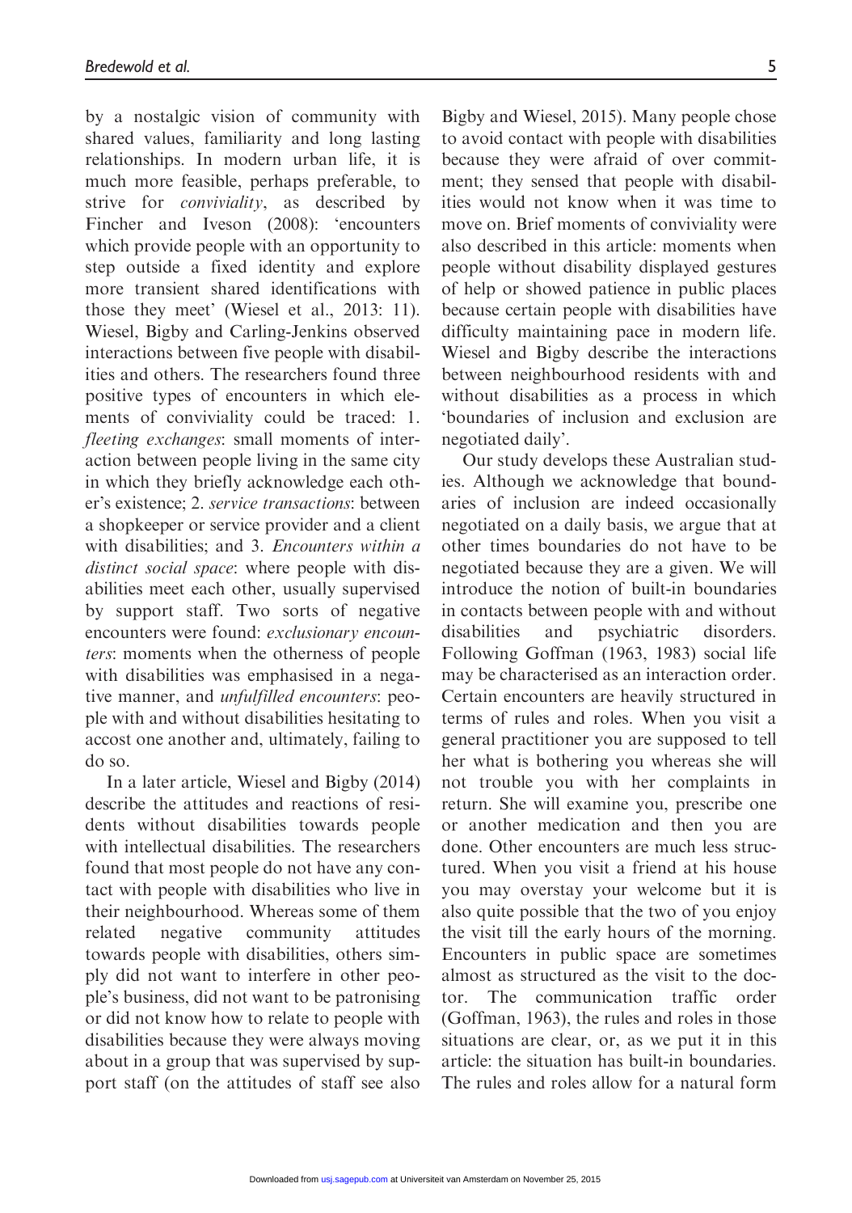by a nostalgic vision of community with shared values, familiarity and long lasting relationships. In modern urban life, it is much more feasible, perhaps preferable, to strive for *conviviality*, as described by Fincher and Iveson (2008): 'encounters which provide people with an opportunity to step outside a fixed identity and explore more transient shared identifications with those they meet' (Wiesel et al., 2013: 11). Wiesel, Bigby and Carling-Jenkins observed interactions between five people with disabilities and others. The researchers found three positive types of encounters in which elements of conviviality could be traced: 1. *fleeting exchanges*: small moments of interaction between people living in the same city in which they briefly acknowledge each other's existence; 2. *service transactions*: between a shopkeeper or service provider and a client with disabilities; and 3. *Encounters within a distinct social space*: where people with disabilities meet each other, usually supervised by support staff. Two sorts of negative encounters were found: *exclusionary encounters*: moments when the otherness of people with disabilities was emphasised in a negative manner, and *unfulfilled encounters*: people with and without disabilities hesitating to accost one another and, ultimately, failing to do so.

In a later article, Wiesel and Bigby (2014) describe the attitudes and reactions of residents without disabilities towards people with intellectual disabilities. The researchers found that most people do not have any contact with people with disabilities who live in their neighbourhood. Whereas some of them related negative community attitudes towards people with disabilities, others simply did not want to interfere in other people's business, did not want to be patronising or did not know how to relate to people with disabilities because they were always moving about in a group that was supervised by support staff (on the attitudes of staff see also Bigby and Wiesel, 2015). Many people chose to avoid contact with people with disabilities because they were afraid of over commitment; they sensed that people with disabilities would not know when it was time to move on. Brief moments of conviviality were also described in this article: moments when people without disability displayed gestures of help or showed patience in public places because certain people with disabilities have difficulty maintaining pace in modern life. Wiesel and Bigby describe the interactions between neighbourhood residents with and without disabilities as a process in which 'boundaries of inclusion and exclusion are negotiated daily'.

Our study develops these Australian studies. Although we acknowledge that boundaries of inclusion are indeed occasionally negotiated on a daily basis, we argue that at other times boundaries do not have to be negotiated because they are a given. We will introduce the notion of built-in boundaries in contacts between people with and without disabilities and psychiatric disorders. Following Goffman (1963, 1983) social life may be characterised as an interaction order. Certain encounters are heavily structured in terms of rules and roles. When you visit a general practitioner you are supposed to tell her what is bothering you whereas she will not trouble you with her complaints in return. She will examine you, prescribe one or another medication and then you are done. Other encounters are much less structured. When you visit a friend at his house you may overstay your welcome but it is also quite possible that the two of you enjoy the visit till the early hours of the morning. Encounters in public space are sometimes almost as structured as the visit to the doctor. The communication traffic order (Goffman, 1963), the rules and roles in those situations are clear, or, as we put it in this article: the situation has built-in boundaries. The rules and roles allow for a natural form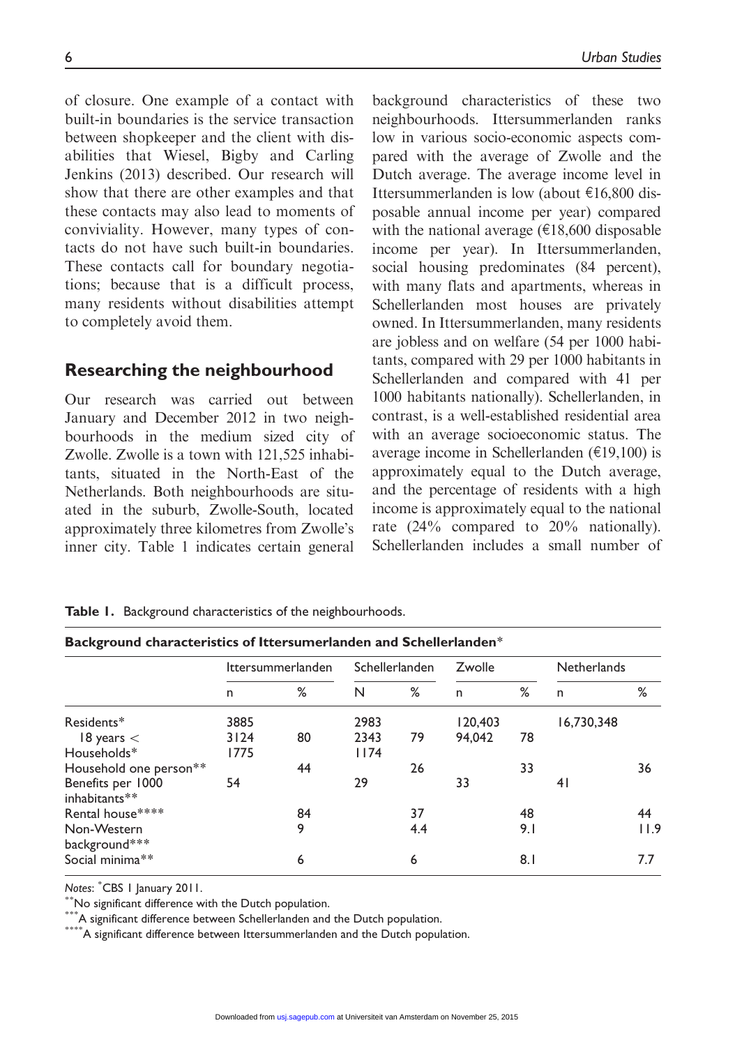of closure. One example of a contact with built-in boundaries is the service transaction between shopkeeper and the client with disabilities that Wiesel, Bigby and Carling Jenkins (2013) described. Our research will show that there are other examples and that these contacts may also lead to moments of conviviality. However, many types of contacts do not have such built-in boundaries. These contacts call for boundary negotiations; because that is a difficult process, many residents without disabilities attempt to completely avoid them.

## Researching the neighbourhood

Our research was carried out between January and December 2012 in two neighbourhoods in the medium sized city of Zwolle. Zwolle is a town with 121,525 inhabitants, situated in the North-East of the Netherlands. Both neighbourhoods are situated in the suburb, Zwolle-South, located approximately three kilometres from Zwolle's inner city. Table 1 indicates certain general background characteristics of these two neighbourhoods. Ittersummerlanden ranks low in various socio-economic aspects compared with the average of Zwolle and the Dutch average. The average income level in Ittersummerlanden is low (about €16,800 disposable annual income per year) compared with the national average (€18,600 disposable income per year). In Ittersummerlanden, social housing predominates (84 percent), with many flats and apartments, whereas in Schellerlanden most houses are privately owned. In Ittersummerlanden, many residents are jobless and on welfare (54 per 1000 habitants, compared with 29 per 1000 habitants in Schellerlanden and compared with 41 per 1000 habitants nationally). Schellerlanden, in contrast, is a well-established residential area with an average socioeconomic status. The average income in Schellerlanden (€19,100) is approximately equal to the Dutch average, and the percentage of residents with a high income is approximately equal to the national rate (24% compared to 20% nationally). Schellerlanden includes a small number of

**Table 1.** Background characteristics of the neighbourhoods.

**Background characteristics of Ittersumerlanden and Schellerlanden***

| | Ittersummerlanden | | Schellerlanden | | Zwolle | | Netherlands | |
|---|---|---|---|---|---|---|---|---|
| | n | % | N | % | n | % | n | % |
| Residents* | 3885 | | 2983 | | 120,403 | | 16,730,348 | |
| 18 years < | 3124 | 80 | 2343 | 79 | 94,042 | 78 | | |
| Households* | 1775 | | 1174 | | | | | |
| Household one person** | | 44 | | 26 | | 33 | | 36 |
| Benefits per 1000 inhabitants** | 54 | | 29 | | 33 | | 41 | |
| Rental house**** | | 84 | | 37 | | 48 | | 44 |
| Non-Western background*** | | 9 | | 4.4 | | 9.1 | | 11.9 |
| Social minima** | | 6 | | 6 | | 8.1 | | 7.7 |

*Notes*: *CBS 1 January 2011.
**No significant difference with the Dutch population.
***A significant difference between Schellerlanden and the Dutch population.
****A significant difference between Ittersummerlanden and the Dutch population.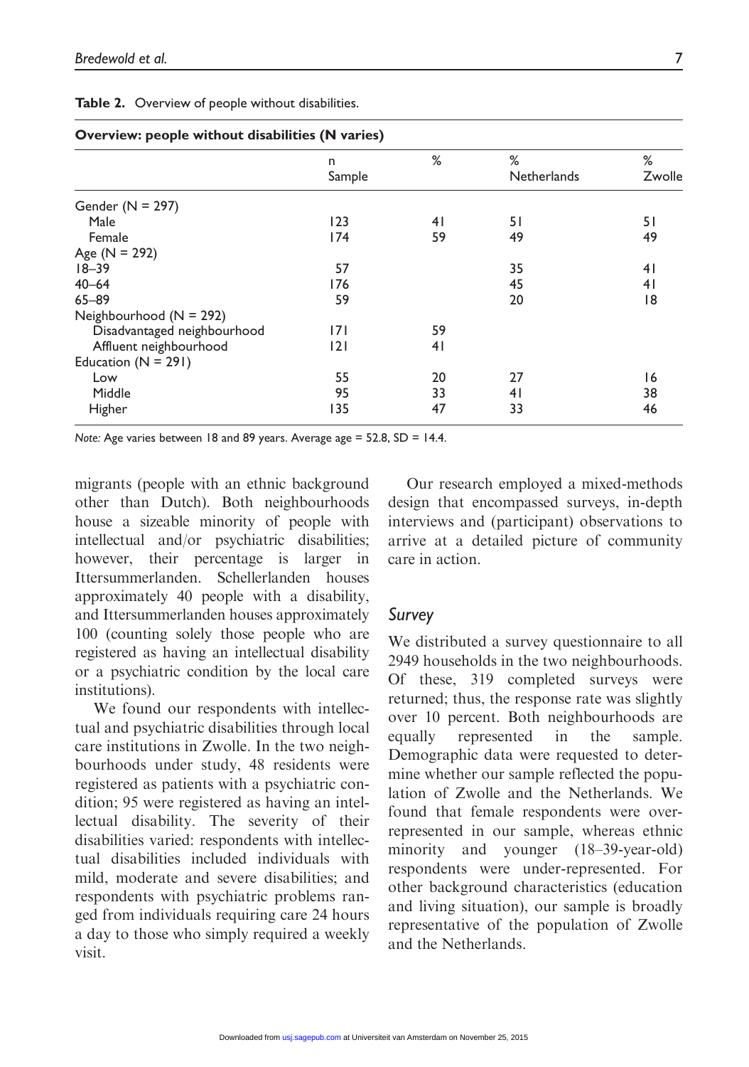**Table 2.** Overview of people without disabilities.

| Overview: people without disabilities (N varies) | | | | |
|---|---|---|---|---|
| | n Sample | % | % Netherlands | % Zwolle |
| Gender (N = 297) | | | | |
| Male | 123 | 41 | 51 | 51 |
| Female | 174 | 59 | 49 | 49 |
| Age (N = 292) | | | | |
| 18–39 | 57 | | 35 | 41 |
| 40–64 | 176 | | 45 | 41 |
| 65–89 | 59 | | 20 | 18 |
| Neighbourhood (N = 292) | | | | |
| Disadvantaged neighbourhood | 171 | 59 | | |
| Affluent neighbourhood | 121 | 41 | | |
| Education (N = 291) | | | | |
| Low | 55 | 20 | 27 | 16 |
| Middle | 95 | 33 | 41 | 38 |
| Higher | 135 | 47 | 33 | 46 |

*Note:* Age varies between 18 and 89 years. Average age = 52.8, SD = 14.4.

migrants (people with an ethnic background other than Dutch). Both neighbourhoods house a sizeable minority of people with intellectual and/or psychiatric disabilities; however, their percentage is larger in Ittersummerlanden. Schellerlanden houses approximately 40 people with a disability, and Ittersummerlanden houses approximately 100 (counting solely those people who are registered as having an intellectual disability or a psychiatric condition by the local care institutions).

We found our respondents with intellectual and psychiatric disabilities through local care institutions in Zwolle. In the two neighbourhoods under study, 48 residents were registered as patients with a psychiatric condition; 95 were registered as having an intellectual disability. The severity of their disabilities varied: respondents with intellectual disabilities included individuals with mild, moderate and severe disabilities; and respondents with psychiatric problems ranged from individuals requiring care 24 hours a day to those who simply required a weekly visit.

Our research employed a mixed-methods design that encompassed surveys, in-depth interviews and (participant) observations to arrive at a detailed picture of community care in action.

## *Survey*

We distributed a survey questionnaire to all 2949 households in the two neighbourhoods. Of these, 319 completed surveys were returned; thus, the response rate was slightly over 10 percent. Both neighbourhoods are equally represented in the sample. Demographic data were requested to determine whether our sample reflected the population of Zwolle and the Netherlands. We found that female respondents were over-represented in our sample, whereas ethnic minority and younger (18–39-year-old) respondents were under-represented. For other background characteristics (education and living situation), our sample is broadly representative of the population of Zwolle and the Netherlands.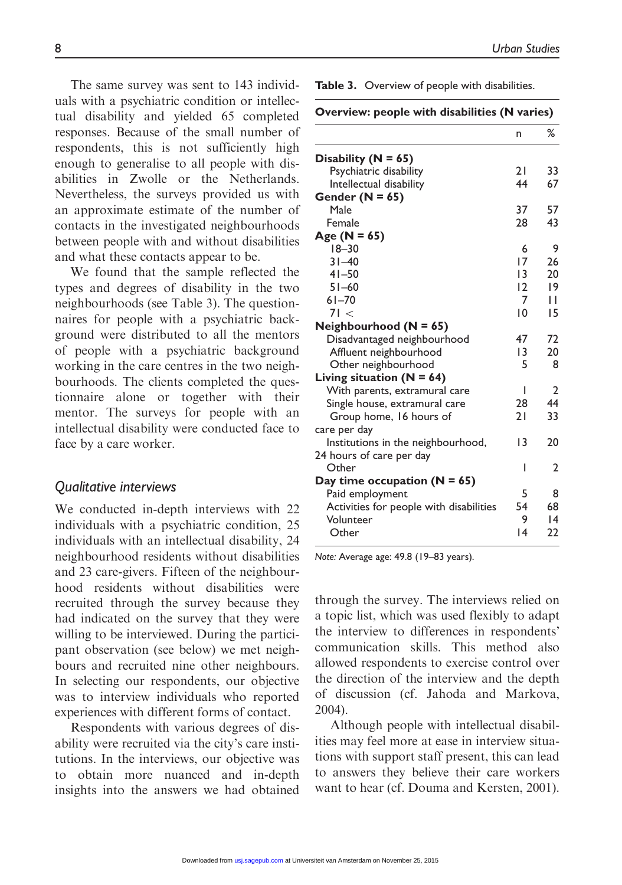The same survey was sent to 143 individuals with a psychiatric condition or intellectual disability and yielded 65 completed responses. Because of the small number of respondents, this is not sufficiently high enough to generalise to all people with disabilities in Zwolle or the Netherlands. Nevertheless, the surveys provided us with an approximate estimate of the number of contacts in the investigated neighbourhoods between people with and without disabilities and what these contacts appear to be.

We found that the sample reflected the types and degrees of disability in the two neighbourhoods (see Table 3). The questionnaires for people with a psychiatric background were distributed to all the mentors of people with a psychiatric background working in the care centres in the two neighbourhoods. The clients completed the questionnaire alone or together with their mentor. The surveys for people with an intellectual disability were conducted face to face by a care worker.

**Table 3.** Overview of people with disabilities.

| **Overview: people with disabilities (N varies)** | | |
|---|---|---|
| | n | % |
| **Disability (N = 65)** | | |
| Psychiatric disability | 21 | 33 |
| Intellectual disability | 44 | 67 |
| **Gender (N = 65)** | | |
| Male | 37 | 57 |
| Female | 28 | 43 |
| **Age (N = 65)** | | |
| 18–30 | 6 | 9 |
| 31–40 | 17 | 26 |
| 41–50 | 13 | 20 |
| 51–60 | 12 | 19 |
| 61–70 | 7 | 11 |
| 71 < | 10 | 15 |
| **Neighbourhood (N = 65)** | | |
| Disadvantaged neighbourhood | 47 | 72 |
| Affluent neighbourhood | 13 | 20 |
| Other neighbourhood | 5 | 8 |
| **Living situation (N = 64)** | | |
| With parents, extramural care | 1 | 2 |
| Single house, extramural care | 28 | 44 |
| Group home, 16 hours of care per day | 21 | 33 |
| Institutions in the neighbourhood, 24 hours of care per day | 13 | 20 |
| Other | 1 | 2 |
| **Day time occupation (N = 65)** | | |
| Paid employment | 5 | 8 |
| Activities for people with disabilities | 54 | 68 |
| Volunteer | 9 | 14 |
| Other | 14 | 22 |

*Note:* Average age: 49.8 (19–83 years).

## *Qualitative interviews*

We conducted in-depth interviews with 22 individuals with a psychiatric condition, 25 individuals with an intellectual disability, 24 neighbourhood residents without disabilities and 23 care-givers. Fifteen of the neighbourhood residents without disabilities were recruited through the survey because they had indicated on the survey that they were willing to be interviewed. During the participant observation (see below) we met neighbours and recruited nine other neighbours. In selecting our respondents, our objective was to interview individuals who reported experiences with different forms of contact.

Respondents with various degrees of disability were recruited via the city's care institutions. In the interviews, our objective was to obtain more nuanced and in-depth insights into the answers we had obtained through the survey. The interviews relied on a topic list, which was used flexibly to adapt the interview to differences in respondents' communication skills. This method also allowed respondents to exercise control over the direction of the interview and the depth of discussion (cf. Jahoda and Markova, 2004).

Although people with intellectual disabilities may feel more at ease in interview situations with support staff present, this can lead to answers they believe their care workers want to hear (cf. Douma and Kersten, 2001).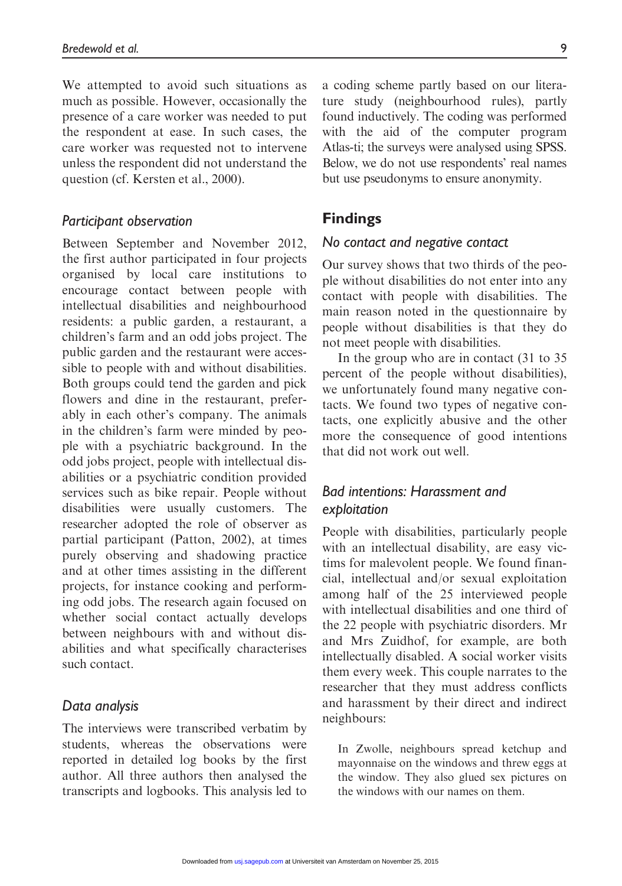We attempted to avoid such situations as much as possible. However, occasionally the presence of a care worker was needed to put the respondent at ease. In such cases, the care worker was requested not to intervene unless the respondent did not understand the question (cf. Kersten et al., 2000).

### *Participant observation*

Between September and November 2012, the first author participated in four projects organised by local care institutions to encourage contact between people with intellectual disabilities and neighbourhood residents: a public garden, a restaurant, a children's farm and an odd jobs project. The public garden and the restaurant were accessible to people with and without disabilities. Both groups could tend the garden and pick flowers and dine in the restaurant, preferably in each other's company. The animals in the children's farm were minded by people with a psychiatric background. In the odd jobs project, people with intellectual disabilities or a psychiatric condition provided services such as bike repair. People without disabilities were usually customers. The researcher adopted the role of observer as partial participant (Patton, 2002), at times purely observing and shadowing practice and at other times assisting in the different projects, for instance cooking and performing odd jobs. The research again focused on whether social contact actually develops between neighbours with and without disabilities and what specifically characterises such contact.

### *Data analysis*

The interviews were transcribed verbatim by students, whereas the observations were reported in detailed log books by the first author. All three authors then analysed the transcripts and logbooks. This analysis led to a coding scheme partly based on our literature study (neighbourhood rules), partly found inductively. The coding was performed with the aid of the computer program Atlas-ti; the surveys were analysed using SPSS. Below, we do not use respondents' real names but use pseudonyms to ensure anonymity.

## Findings

### *No contact and negative contact*

Our survey shows that two thirds of the people without disabilities do not enter into any contact with people with disabilities. The main reason noted in the questionnaire by people without disabilities is that they do not meet people with disabilities.

In the group who are in contact (31 to 35 percent of the people without disabilities), we unfortunately found many negative contacts. We found two types of negative contacts, one explicitly abusive and the other more the consequence of good intentions that did not work out well.

### *Bad intentions: Harassment and exploitation*

People with disabilities, particularly people with an intellectual disability, are easy victims for malevolent people. We found financial, intellectual and/or sexual exploitation among half of the 25 interviewed people with intellectual disabilities and one third of the 22 people with psychiatric disorders. Mr and Mrs Zuidhof, for example, are both intellectually disabled. A social worker visits them every week. This couple narrates to the researcher that they must address conflicts and harassment by their direct and indirect neighbours:

> In Zwolle, neighbours spread ketchup and mayonnaise on the windows and threw eggs at the window. They also glued sex pictures on the windows with our names on them.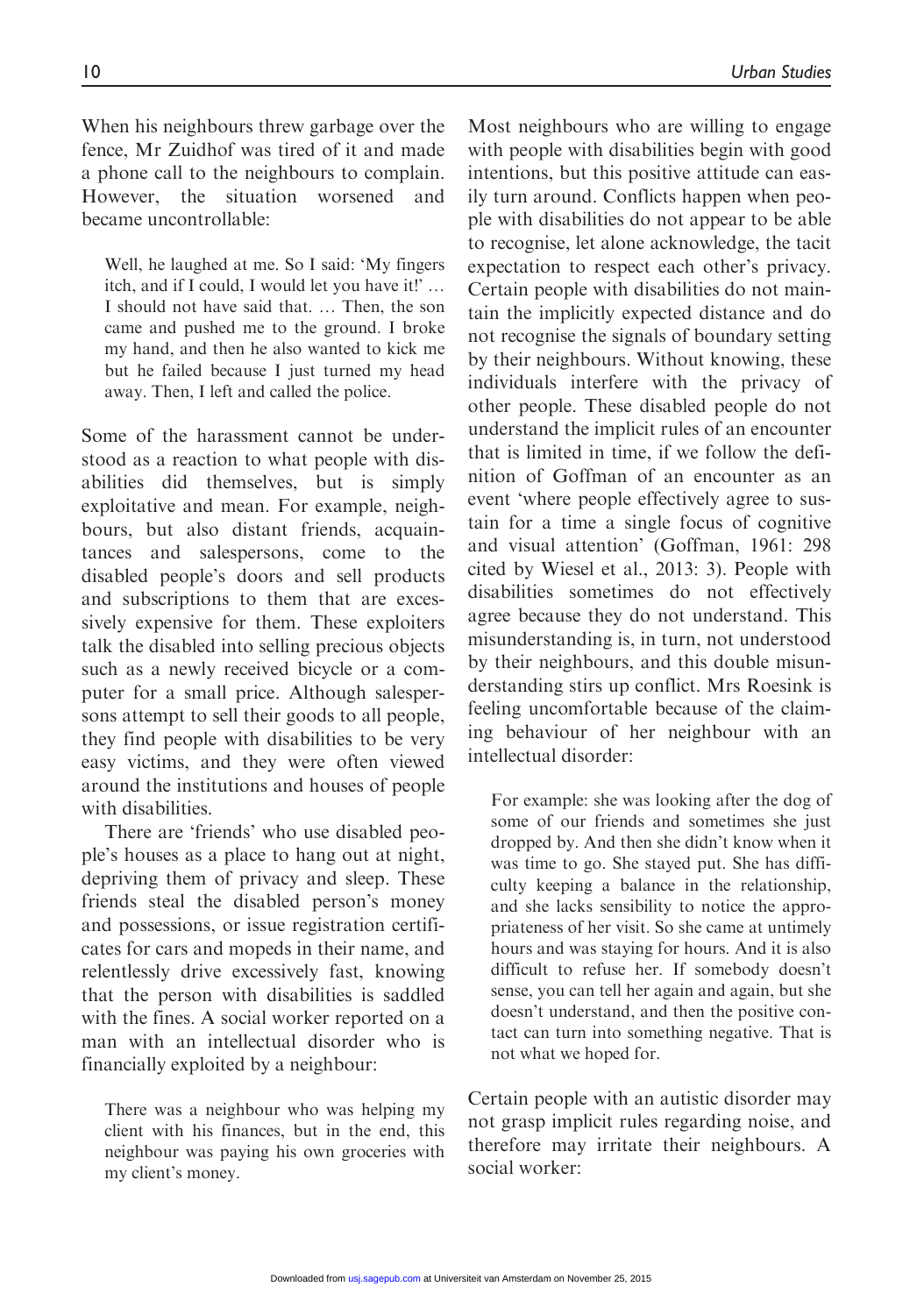When his neighbours threw garbage over the fence, Mr Zuidhof was tired of it and made a phone call to the neighbours to complain. However, the situation worsened and became uncontrollable:

> Well, he laughed at me. So I said: 'My fingers itch, and if I could, I would let you have it!' … I should not have said that. … Then, the son came and pushed me to the ground. I broke my hand, and then he also wanted to kick me but he failed because I just turned my head away. Then, I left and called the police.

Some of the harassment cannot be understood as a reaction to what people with disabilities did themselves, but is simply exploitative and mean. For example, neighbours, but also distant friends, acquaintances and salespersons, come to the disabled people's doors and sell products and subscriptions to them that are excessively expensive for them. These exploiters talk the disabled into selling precious objects such as a newly received bicycle or a computer for a small price. Although salespersons attempt to sell their goods to all people, they find people with disabilities to be very easy victims, and they were often viewed around the institutions and houses of people with disabilities.

There are 'friends' who use disabled people's houses as a place to hang out at night, depriving them of privacy and sleep. These friends steal the disabled person's money and possessions, or issue registration certificates for cars and mopeds in their name, and relentlessly drive excessively fast, knowing that the person with disabilities is saddled with the fines. A social worker reported on a man with an intellectual disorder who is financially exploited by a neighbour:

> There was a neighbour who was helping my client with his finances, but in the end, this neighbour was paying his own groceries with my client's money.

Most neighbours who are willing to engage with people with disabilities begin with good intentions, but this positive attitude can easily turn around. Conflicts happen when people with disabilities do not appear to be able to recognise, let alone acknowledge, the tacit expectation to respect each other's privacy. Certain people with disabilities do not maintain the implicitly expected distance and do not recognise the signals of boundary setting by their neighbours. Without knowing, these individuals interfere with the privacy of other people. These disabled people do not understand the implicit rules of an encounter that is limited in time, if we follow the definition of Goffman of an encounter as an event 'where people effectively agree to sustain for a time a single focus of cognitive and visual attention' (Goffman, 1961: 298 cited by Wiesel et al., 2013: 3). People with disabilities sometimes do not effectively agree because they do not understand. This misunderstanding is, in turn, not understood by their neighbours, and this double misunderstanding stirs up conflict. Mrs Roesink is feeling uncomfortable because of the claiming behaviour of her neighbour with an intellectual disorder:

> For example: she was looking after the dog of some of our friends and sometimes she just dropped by. And then she didn't know when it was time to go. She stayed put. She has difficulty keeping a balance in the relationship, and she lacks sensibility to notice the appropriateness of her visit. So she came at untimely hours and was staying for hours. And it is also difficult to refuse her. If somebody doesn't sense, you can tell her again and again, but she doesn't understand, and then the positive contact can turn into something negative. That is not what we hoped for.

Certain people with an autistic disorder may not grasp implicit rules regarding noise, and therefore may irritate their neighbours. A social worker: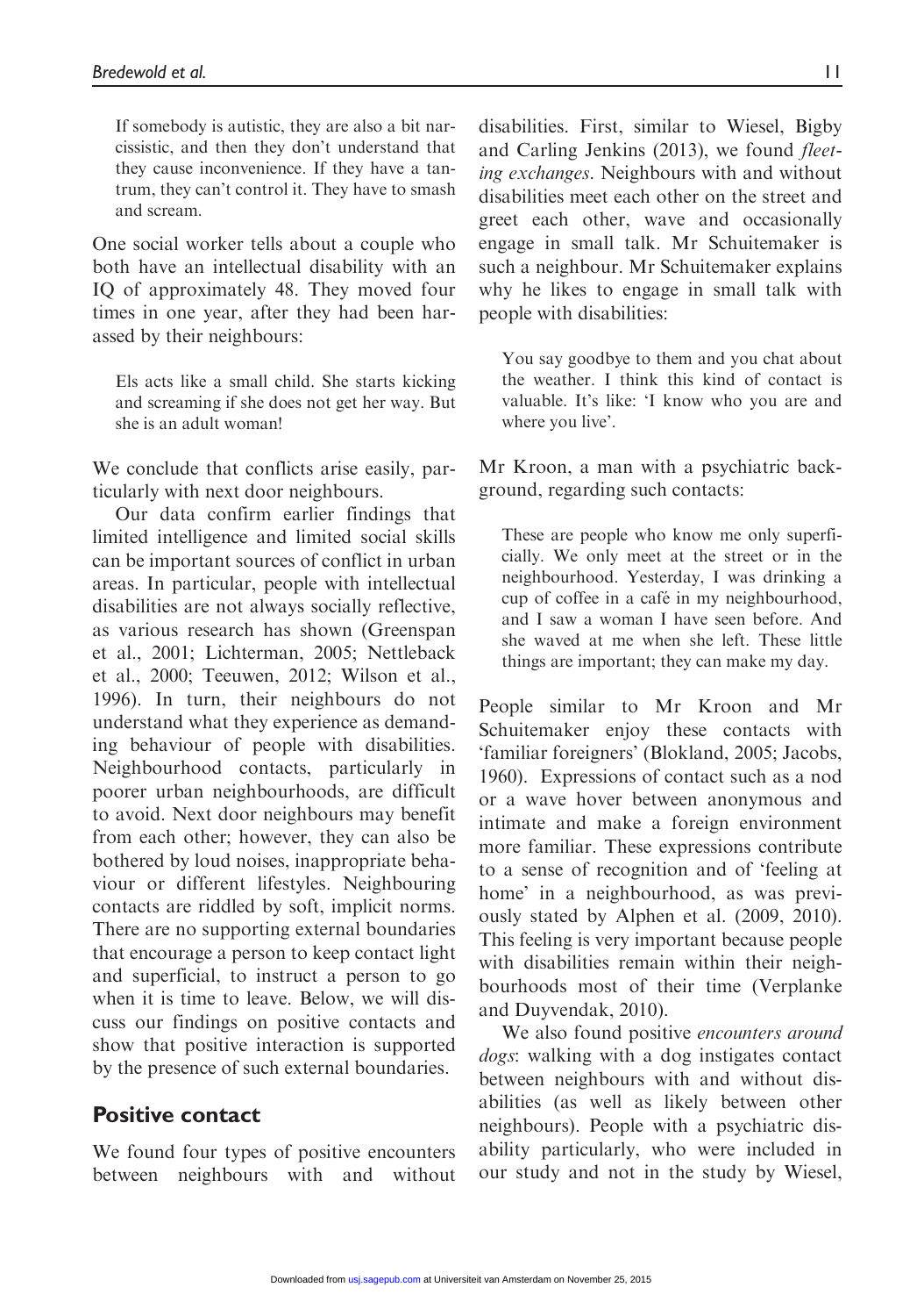> If somebody is autistic, they are also a bit narcissistic, and then they don't understand that they cause inconvenience. If they have a tantrum, they can't control it. They have to smash and scream.

One social worker tells about a couple who both have an intellectual disability with an IQ of approximately 48. They moved four times in one year, after they had been harassed by their neighbours:

> Els acts like a small child. She starts kicking and screaming if she does not get her way. But she is an adult woman!

We conclude that conflicts arise easily, particularly with next door neighbours.

Our data confirm earlier findings that limited intelligence and limited social skills can be important sources of conflict in urban areas. In particular, people with intellectual disabilities are not always socially reflective, as various research has shown (Greenspan et al., 2001; Lichterman, 2005; Nettleback et al., 2000; Teeuwen, 2012; Wilson et al., 1996). In turn, their neighbours do not understand what they experience as demanding behaviour of people with disabilities. Neighbourhood contacts, particularly in poorer urban neighbourhoods, are difficult to avoid. Next door neighbours may benefit from each other; however, they can also be bothered by loud noises, inappropriate behaviour or different lifestyles. Neighbouring contacts are riddled by soft, implicit norms. There are no supporting external boundaries that encourage a person to keep contact light and superficial, to instruct a person to go when it is time to leave. Below, we will discuss our findings on positive contacts and show that positive interaction is supported by the presence of such external boundaries.

## Positive contact

We found four types of positive encounters between neighbours with and without disabilities. First, similar to Wiesel, Bigby and Carling Jenkins (2013), we found *fleeting exchanges*. Neighbours with and without disabilities meet each other on the street and greet each other, wave and occasionally engage in small talk. Mr Schuitemaker is such a neighbour. Mr Schuitemaker explains why he likes to engage in small talk with people with disabilities:

> You say goodbye to them and you chat about the weather. I think this kind of contact is valuable. It's like: 'I know who you are and where you live'.

Mr Kroon, a man with a psychiatric background, regarding such contacts:

> These are people who know me only superficially. We only meet at the street or in the neighbourhood. Yesterday, I was drinking a cup of coffee in a café in my neighbourhood, and I saw a woman I have seen before. And she waved at me when she left. These little things are important; they can make my day.

People similar to Mr Kroon and Mr Schuitemaker enjoy these contacts with 'familiar foreigners' (Blokland, 2005; Jacobs, 1960). Expressions of contact such as a nod or a wave hover between anonymous and intimate and make a foreign environment more familiar. These expressions contribute to a sense of recognition and of 'feeling at home' in a neighbourhood, as was previously stated by Alphen et al. (2009, 2010). This feeling is very important because people with disabilities remain within their neighbourhoods most of their time (Verplanke and Duyvendak, 2010).

We also found positive *encounters around dogs*: walking with a dog instigates contact between neighbours with and without disabilities (as well as likely between other neighbours). People with a psychiatric disability particularly, who were included in our study and not in the study by Wiesel,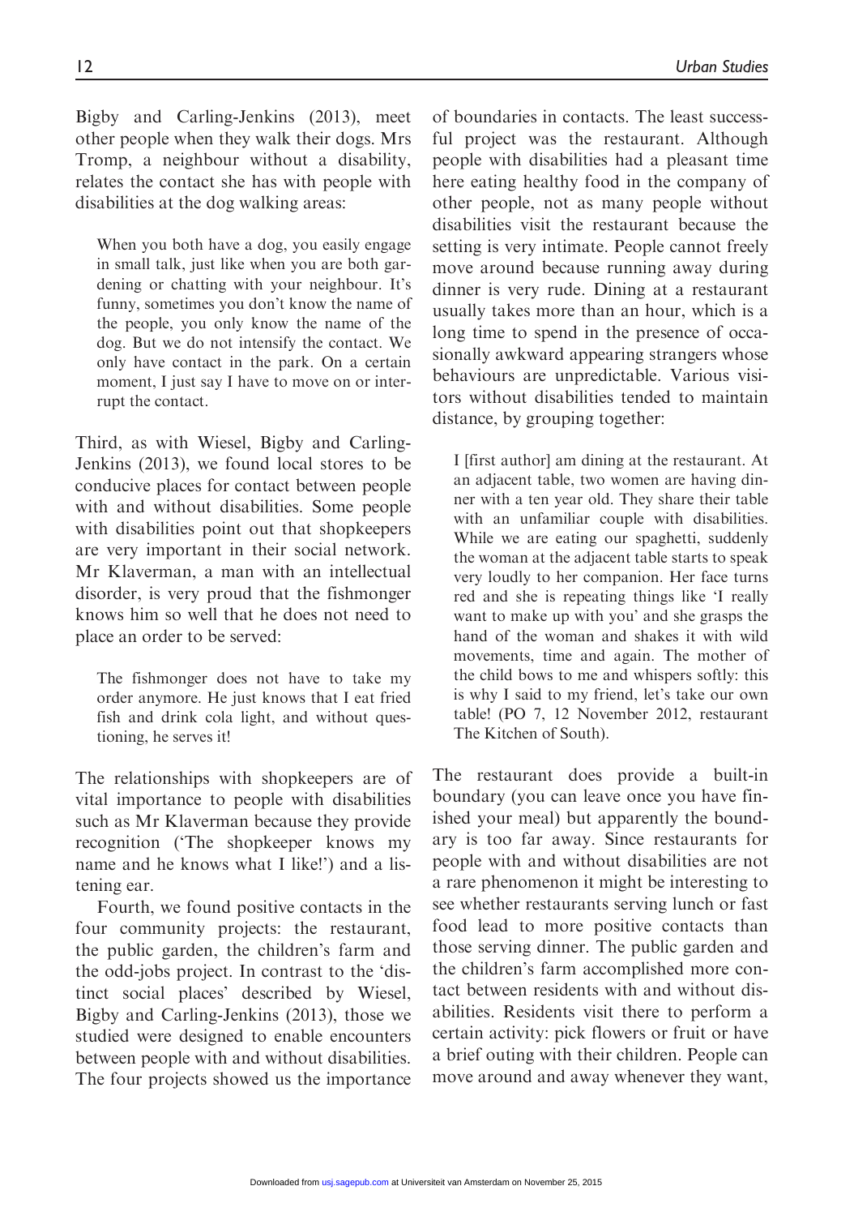Bigby and Carling-Jenkins (2013), meet other people when they walk their dogs. Mrs Tromp, a neighbour without a disability, relates the contact she has with people with disabilities at the dog walking areas:

> When you both have a dog, you easily engage in small talk, just like when you are both gardening or chatting with your neighbour. It's funny, sometimes you don't know the name of the people, you only know the name of the dog. But we do not intensify the contact. We only have contact in the park. On a certain moment, I just say I have to move on or interrupt the contact.

Third, as with Wiesel, Bigby and Carling-Jenkins (2013), we found local stores to be conducive places for contact between people with and without disabilities. Some people with disabilities point out that shopkeepers are very important in their social network. Mr Klaverman, a man with an intellectual disorder, is very proud that the fishmonger knows him so well that he does not need to place an order to be served:

> The fishmonger does not have to take my order anymore. He just knows that I eat fried fish and drink cola light, and without questioning, he serves it!

The relationships with shopkeepers are of vital importance to people with disabilities such as Mr Klaverman because they provide recognition ('The shopkeeper knows my name and he knows what I like!') and a listening ear.

Fourth, we found positive contacts in the four community projects: the restaurant, the public garden, the children's farm and the odd-jobs project. In contrast to the 'distinct social places' described by Wiesel, Bigby and Carling-Jenkins (2013), those we studied were designed to enable encounters between people with and without disabilities. The four projects showed us the importance of boundaries in contacts. The least successful project was the restaurant. Although people with disabilities had a pleasant time here eating healthy food in the company of other people, not as many people without disabilities visit the restaurant because the setting is very intimate. People cannot freely move around because running away during dinner is very rude. Dining at a restaurant usually takes more than an hour, which is a long time to spend in the presence of occasionally awkward appearing strangers whose behaviours are unpredictable. Various visitors without disabilities tended to maintain distance, by grouping together:

> I [first author] am dining at the restaurant. At an adjacent table, two women are having dinner with a ten year old. They share their table with an unfamiliar couple with disabilities. While we are eating our spaghetti, suddenly the woman at the adjacent table starts to speak very loudly to her companion. Her face turns red and she is repeating things like 'I really want to make up with you' and she grasps the hand of the woman and shakes it with wild movements, time and again. The mother of the child bows to me and whispers softly: this is why I said to my friend, let's take our own table! (PO 7, 12 November 2012, restaurant The Kitchen of South).

The restaurant does provide a built-in boundary (you can leave once you have finished your meal) but apparently the boundary is too far away. Since restaurants for people with and without disabilities are not a rare phenomenon it might be interesting to see whether restaurants serving lunch or fast food lead to more positive contacts than those serving dinner. The public garden and the children's farm accomplished more contact between residents with and without disabilities. Residents visit there to perform a certain activity: pick flowers or fruit or have a brief outing with their children. People can move around and away whenever they want,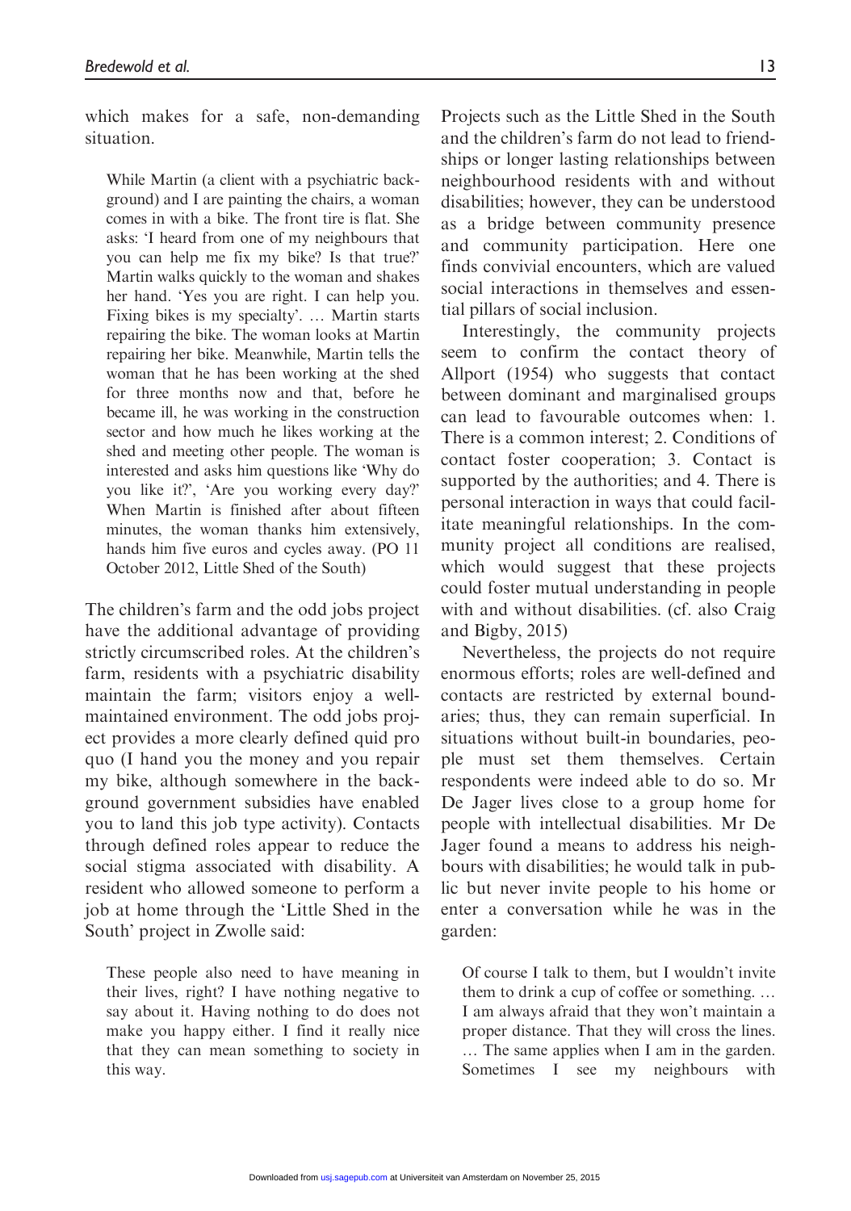which makes for a safe, non-demanding situation.

> While Martin (a client with a psychiatric background) and I are painting the chairs, a woman comes in with a bike. The front tire is flat. She asks: 'I heard from one of my neighbours that you can help me fix my bike? Is that true?' Martin walks quickly to the woman and shakes her hand. 'Yes you are right. I can help you. Fixing bikes is my specialty'. … Martin starts repairing the bike. The woman looks at Martin repairing her bike. Meanwhile, Martin tells the woman that he has been working at the shed for three months now and that, before he became ill, he was working in the construction sector and how much he likes working at the shed and meeting other people. The woman is interested and asks him questions like 'Why do you like it?', 'Are you working every day?' When Martin is finished after about fifteen minutes, the woman thanks him extensively, hands him five euros and cycles away. (PO 11 October 2012, Little Shed of the South)

The children's farm and the odd jobs project have the additional advantage of providing strictly circumscribed roles. At the children's farm, residents with a psychiatric disability maintain the farm; visitors enjoy a well-maintained environment. The odd jobs project provides a more clearly defined quid pro quo (I hand you the money and you repair my bike, although somewhere in the background government subsidies have enabled you to land this job type activity). Contacts through defined roles appear to reduce the social stigma associated with disability. A resident who allowed someone to perform a job at home through the 'Little Shed in the South' project in Zwolle said:

> These people also need to have meaning in their lives, right? I have nothing negative to say about it. Having nothing to do does not make you happy either. I find it really nice that they can mean something to society in this way.

Projects such as the Little Shed in the South and the children's farm do not lead to friendships or longer lasting relationships between neighbourhood residents with and without disabilities; however, they can be understood as a bridge between community presence and community participation. Here one finds convivial encounters, which are valued social interactions in themselves and essential pillars of social inclusion.

Interestingly, the community projects seem to confirm the contact theory of Allport (1954) who suggests that contact between dominant and marginalised groups can lead to favourable outcomes when: 1. There is a common interest; 2. Conditions of contact foster cooperation; 3. Contact is supported by the authorities; and 4. There is personal interaction in ways that could facilitate meaningful relationships. In the community project all conditions are realised, which would suggest that these projects could foster mutual understanding in people with and without disabilities. (cf. also Craig and Bigby, 2015)

Nevertheless, the projects do not require enormous efforts; roles are well-defined and contacts are restricted by external boundaries; thus, they can remain superficial. In situations without built-in boundaries, people must set them themselves. Certain respondents were indeed able to do so. Mr De Jager lives close to a group home for people with intellectual disabilities. Mr De Jager found a means to address his neighbours with disabilities; he would talk in public but never invite people to his home or enter a conversation while he was in the garden:

> Of course I talk to them, but I wouldn't invite them to drink a cup of coffee or something. … I am always afraid that they won't maintain a proper distance. That they will cross the lines. … The same applies when I am in the garden. Sometimes I see my neighbours with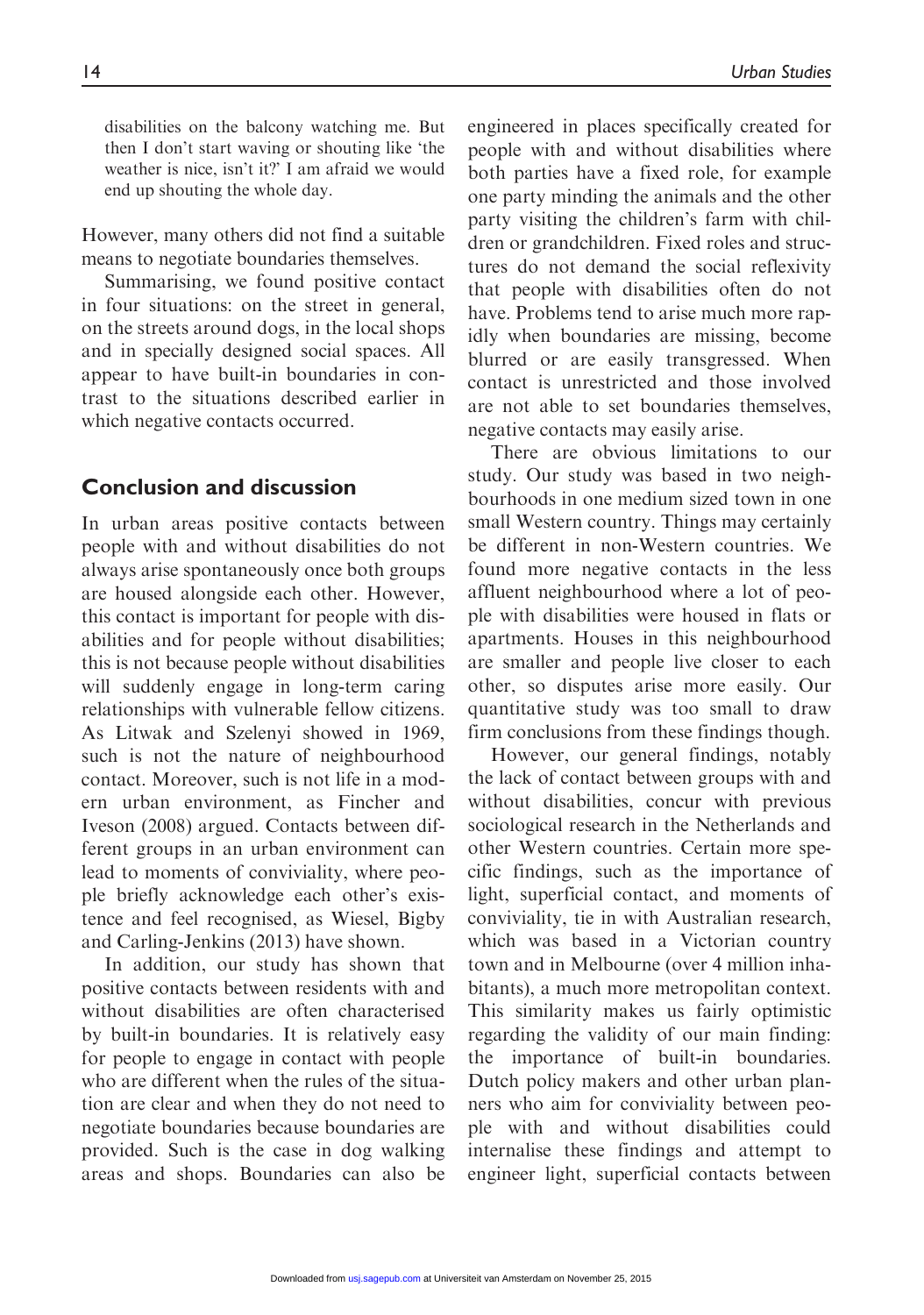disabilities on the balcony watching me. But then I don't start waving or shouting like 'the weather is nice, isn't it?' I am afraid we would end up shouting the whole day.

However, many others did not find a suitable means to negotiate boundaries themselves.

Summarising, we found positive contact in four situations: on the street in general, on the streets around dogs, in the local shops and in specially designed social spaces. All appear to have built-in boundaries in contrast to the situations described earlier in which negative contacts occurred.

## Conclusion and discussion

In urban areas positive contacts between people with and without disabilities do not always arise spontaneously once both groups are housed alongside each other. However, this contact is important for people with disabilities and for people without disabilities; this is not because people without disabilities will suddenly engage in long-term caring relationships with vulnerable fellow citizens. As Litwak and Szelenyi showed in 1969, such is not the nature of neighbourhood contact. Moreover, such is not life in a modern urban environment, as Fincher and Iveson (2008) argued. Contacts between different groups in an urban environment can lead to moments of conviviality, where people briefly acknowledge each other's existence and feel recognised, as Wiesel, Bigby and Carling-Jenkins (2013) have shown.

In addition, our study has shown that positive contacts between residents with and without disabilities are often characterised by built-in boundaries. It is relatively easy for people to engage in contact with people who are different when the rules of the situation are clear and when they do not need to negotiate boundaries because boundaries are provided. Such is the case in dog walking areas and shops. Boundaries can also be engineered in places specifically created for people with and without disabilities where both parties have a fixed role, for example one party minding the animals and the other party visiting the children's farm with children or grandchildren. Fixed roles and structures do not demand the social reflexivity that people with disabilities often do not have. Problems tend to arise much more rapidly when boundaries are missing, become blurred or are easily transgressed. When contact is unrestricted and those involved are not able to set boundaries themselves, negative contacts may easily arise.

There are obvious limitations to our study. Our study was based in two neighbourhoods in one medium sized town in one small Western country. Things may certainly be different in non-Western countries. We found more negative contacts in the less affluent neighbourhood where a lot of people with disabilities were housed in flats or apartments. Houses in this neighbourhood are smaller and people live closer to each other, so disputes arise more easily. Our quantitative study was too small to draw firm conclusions from these findings though.

However, our general findings, notably the lack of contact between groups with and without disabilities, concur with previous sociological research in the Netherlands and other Western countries. Certain more specific findings, such as the importance of light, superficial contact, and moments of conviviality, tie in with Australian research, which was based in a Victorian country town and in Melbourne (over 4 million inhabitants), a much more metropolitan context. This similarity makes us fairly optimistic regarding the validity of our main finding: the importance of built-in boundaries. Dutch policy makers and other urban planners who aim for conviviality between people with and without disabilities could internalise these findings and attempt to engineer light, superficial contacts between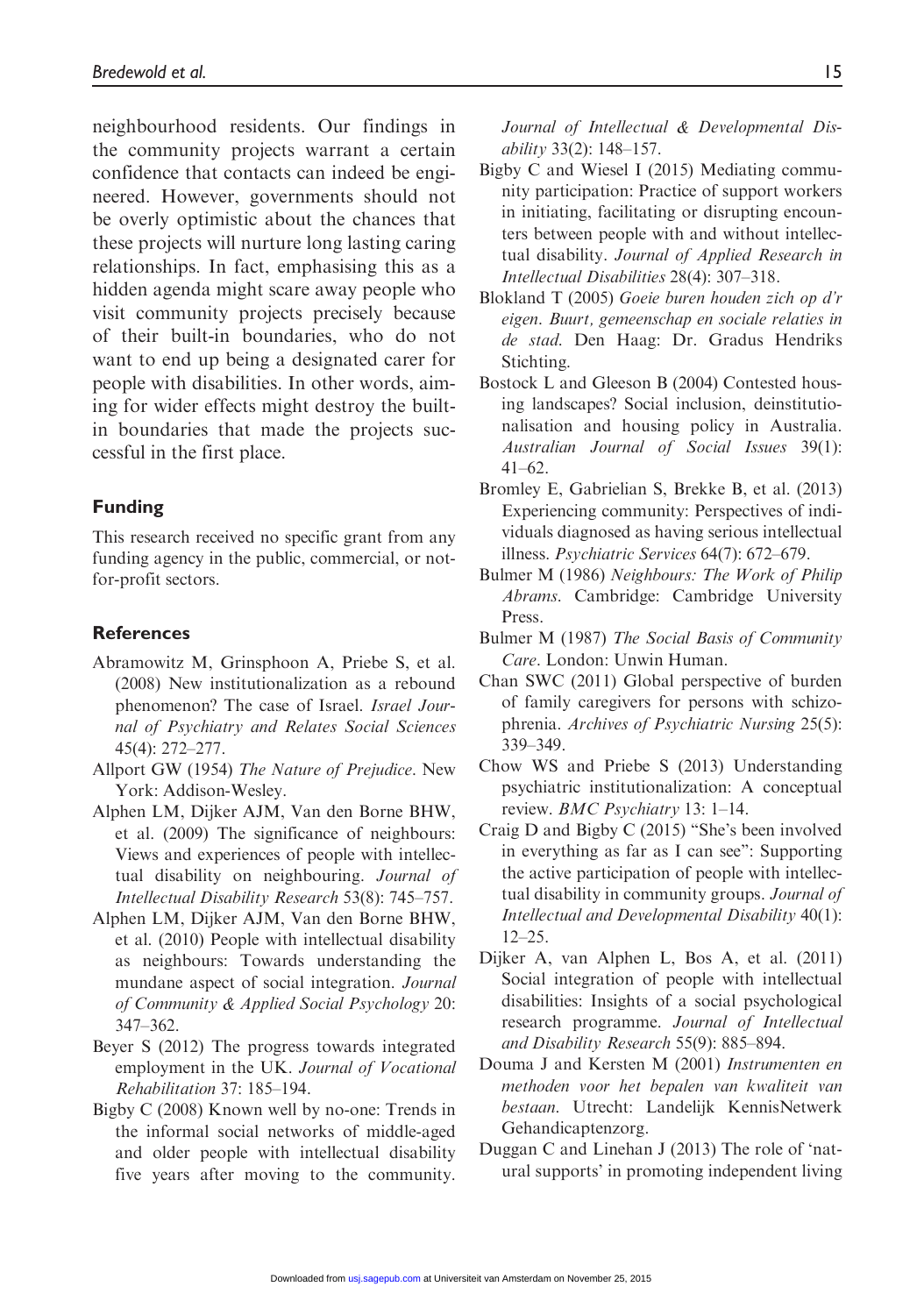neighbourhood residents. Our findings in the community projects warrant a certain confidence that contacts can indeed be engineered. However, governments should not be overly optimistic about the chances that these projects will nurture long lasting caring relationships. In fact, emphasising this as a hidden agenda might scare away people who visit community projects precisely because of their built-in boundaries, who do not want to end up being a designated carer for people with disabilities. In other words, aiming for wider effects might destroy the built-in boundaries that made the projects successful in the first place.

## Funding

This research received no specific grant from any funding agency in the public, commercial, or not-for-profit sectors.

## References

Abramowitz M, Grinsphoon A, Priebe S, et al. (2008) New institutionalization as a rebound phenomenon? The case of Israel. *Israel Journal of Psychiatry and Relates Social Sciences* 45(4): 272–277.

Allport GW (1954) *The Nature of Prejudice*. New York: Addison-Wesley.

Alphen LM, Dijker AJM, Van den Borne BHW, et al. (2009) The significance of neighbours: Views and experiences of people with intellectual disability on neighbouring. *Journal of Intellectual Disability Research* 53(8): 745–757.

Alphen LM, Dijker AJM, Van den Borne BHW, et al. (2010) People with intellectual disability as neighbours: Towards understanding the mundane aspect of social integration. *Journal of Community & Applied Social Psychology* 20: 347–362.

Beyer S (2012) The progress towards integrated employment in the UK. *Journal of Vocational Rehabilitation* 37: 185–194.

Bigby C (2008) Known well by no-one: Trends in the informal social networks of middle-aged and older people with intellectual disability five years after moving to the community. *Journal of Intellectual & Developmental Disability* 33(2): 148–157.

Bigby C and Wiesel I (2015) Mediating community participation: Practice of support workers in initiating, facilitating or disrupting encounters between people with and without intellectual disability. *Journal of Applied Research in Intellectual Disabilities* 28(4): 307–318.

Blokland T (2005) *Goeie buren houden zich op d'r eigen. Buurt, gemeenschap en sociale relaties in de stad*. Den Haag: Dr. Gradus Hendriks Stichting.

Bostock L and Gleeson B (2004) Contested housing landscapes? Social inclusion, deinstitutionalisation and housing policy in Australia. *Australian Journal of Social Issues* 39(1): 41–62.

Bromley E, Gabrielian S, Brekke B, et al. (2013) Experiencing community: Perspectives of individuals diagnosed as having serious intellectual illness. *Psychiatric Services* 64(7): 672–679.

Bulmer M (1986) *Neighbours: The Work of Philip Abrams*. Cambridge: Cambridge University Press.

Bulmer M (1987) *The Social Basis of Community Care*. London: Unwin Human.

Chan SWC (2011) Global perspective of burden of family caregivers for persons with schizophrenia. *Archives of Psychiatric Nursing* 25(5): 339–349.

Chow WS and Priebe S (2013) Understanding psychiatric institutionalization: A conceptual review. *BMC Psychiatry* 13: 1–14.

Craig D and Bigby C (2015) "She's been involved in everything as far as I can see": Supporting the active participation of people with intellectual disability in community groups. *Journal of Intellectual and Developmental Disability* 40(1): 12–25.

Dijker A, van Alphen L, Bos A, et al. (2011) Social integration of people with intellectual disabilities: Insights of a social psychological research programme. *Journal of Intellectual and Disability Research* 55(9): 885–894.

Douma J and Kersten M (2001) *Instrumenten en methoden voor het bepalen van kwaliteit van bestaan*. Utrecht: Landelijk KennisNetwerk Gehandicaptenzorg.

Duggan C and Linehan J (2013) The role of 'natural supports' in promoting independent living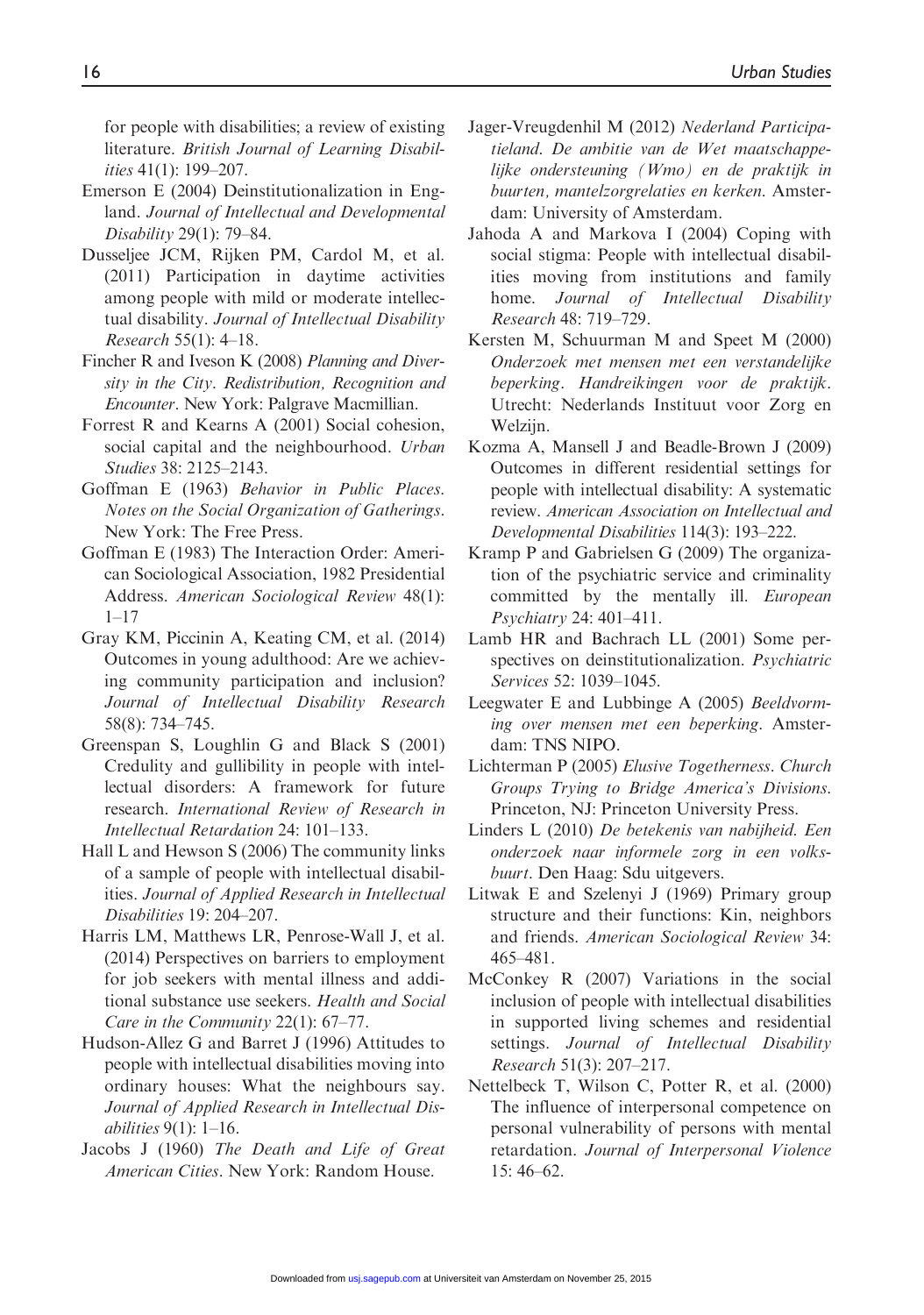for people with disabilities; a review of existing literature. *British Journal of Learning Disabilities* 41(1): 199–207.

Emerson E (2004) Deinstitutionalization in England. *Journal of Intellectual and Developmental Disability* 29(1): 79–84.

Dusseljee JCM, Rijken PM, Cardol M, et al. (2011) Participation in daytime activities among people with mild or moderate intellectual disability. *Journal of Intellectual Disability Research* 55(1): 4–18.

Fincher R and Iveson K (2008) *Planning and Diversity in the City. Redistribution, Recognition and Encounter*. New York: Palgrave Macmillian.

Forrest R and Kearns A (2001) Social cohesion, social capital and the neighbourhood. *Urban Studies* 38: 2125–2143.

Goffman E (1963) *Behavior in Public Places. Notes on the Social Organization of Gatherings*. New York: The Free Press.

Goffman E (1983) The Interaction Order: American Sociological Association, 1982 Presidential Address. *American Sociological Review* 48(1): 1–17

Gray KM, Piccinin A, Keating CM, et al. (2014) Outcomes in young adulthood: Are we achieving community participation and inclusion? *Journal of Intellectual Disability Research* 58(8): 734–745.

Greenspan S, Loughlin G and Black S (2001) Credulity and gullibility in people with intellectual disorders: A framework for future research. *International Review of Research in Intellectual Retardation* 24: 101–133.

Hall L and Hewson S (2006) The community links of a sample of people with intellectual disabilities. *Journal of Applied Research in Intellectual Disabilities* 19: 204–207.

Harris LM, Matthews LR, Penrose-Wall J, et al. (2014) Perspectives on barriers to employment for job seekers with mental illness and additional substance use seekers. *Health and Social Care in the Community* 22(1): 67–77.

Hudson-Allez G and Barret J (1996) Attitudes to people with intellectual disabilities moving into ordinary houses: What the neighbours say. *Journal of Applied Research in Intellectual Disabilities* 9(1): 1–16.

Jacobs J (1960) *The Death and Life of Great American Cities*. New York: Random House.

Jager-Vreugdenhil M (2012) *Nederland Participatieland. De ambitie van de Wet maatschappelijke ondersteuning (Wmo) en de praktijk in buurten, mantelzorgrelaties en kerken*. Amsterdam: University of Amsterdam.

Jahoda A and Markova I (2004) Coping with social stigma: People with intellectual disabilities moving from institutions and family home. *Journal of Intellectual Disability Research* 48: 719–729.

Kersten M, Schuurman M and Speet M (2000) *Onderzoek met mensen met een verstandelijke beperking. Handreikingen voor de praktijk*. Utrecht: Nederlands Instituut voor Zorg en Welzijn.

Kozma A, Mansell J and Beadle-Brown J (2009) Outcomes in different residential settings for people with intellectual disability: A systematic review. *American Association on Intellectual and Developmental Disabilities* 114(3): 193–222.

Kramp P and Gabrielsen G (2009) The organization of the psychiatric service and criminality committed by the mentally ill. *European Psychiatry* 24: 401–411.

Lamb HR and Bachrach LL (2001) Some perspectives on deinstitutionalization. *Psychiatric Services* 52: 1039–1045.

Leegwater E and Lubbinge A (2005) *Beeldvorming over mensen met een beperking*. Amsterdam: TNS NIPO.

Lichterman P (2005) *Elusive Togetherness. Church Groups Trying to Bridge America's Divisions*. Princeton, NJ: Princeton University Press.

Linders L (2010) *De betekenis van nabijheid. Een onderzoek naar informele zorg in een volksbuurt*. Den Haag: Sdu uitgevers.

Litwak E and Szelenyi J (1969) Primary group structure and their functions: Kin, neighbors and friends. *American Sociological Review* 34: 465–481.

McConkey R (2007) Variations in the social inclusion of people with intellectual disabilities in supported living schemes and residential settings. *Journal of Intellectual Disability Research* 51(3): 207–217.

Nettelbeck T, Wilson C, Potter R, et al. (2000) The influence of interpersonal competence on personal vulnerability of persons with mental retardation. *Journal of Interpersonal Violence* 15: 46–62.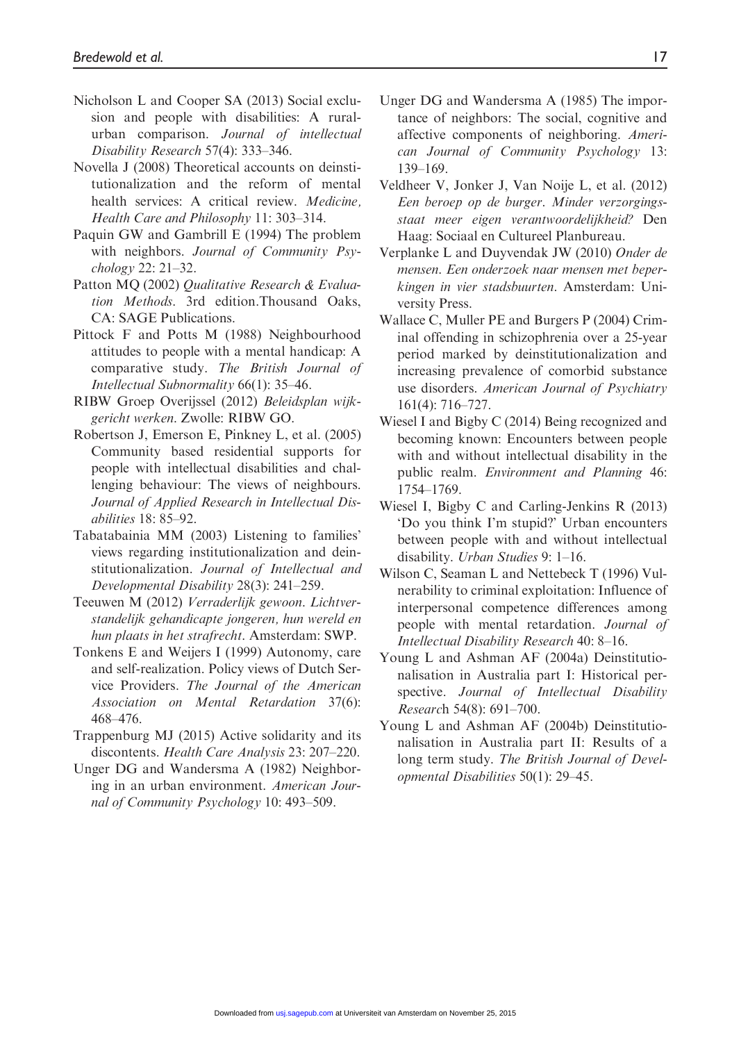Nicholson L and Cooper SA (2013) Social exclusion and people with disabilities: A rural-urban comparison. *Journal of intellectual Disability Research* 57(4): 333–346.

Novella J (2008) Theoretical accounts on deinstitutionalization and the reform of mental health services: A critical review. *Medicine, Health Care and Philosophy* 11: 303–314.

Paquin GW and Gambrill E (1994) The problem with neighbors. *Journal of Community Psychology* 22: 21–32.

Patton MQ (2002) *Qualitative Research & Evaluation Methods*. 3rd edition.Thousand Oaks, CA: SAGE Publications.

Pittock F and Potts M (1988) Neighbourhood attitudes to people with a mental handicap: A comparative study. *The British Journal of Intellectual Subnormality* 66(1): 35–46.

RIBW Groep Overijssel (2012) *Beleidsplan wijkgericht werken*. Zwolle: RIBW GO.

Robertson J, Emerson E, Pinkney L, et al. (2005) Community based residential supports for people with intellectual disabilities and challenging behaviour: The views of neighbours. *Journal of Applied Research in Intellectual Disabilities* 18: 85–92.

Tabatabainia MM (2003) Listening to families' views regarding institutionalization and deinstitutionalization. *Journal of Intellectual and Developmental Disability* 28(3): 241–259.

Teeuwen M (2012) *Verraderlijk gewoon. Lichtverstandelijk gehandicapte jongeren, hun wereld en hun plaats in het strafrecht*. Amsterdam: SWP.

Tonkens E and Weijers I (1999) Autonomy, care and self-realization. Policy views of Dutch Service Providers. *The Journal of the American Association on Mental Retardation* 37(6): 468–476.

Trappenburg MJ (2015) Active solidarity and its discontents. *Health Care Analysis* 23: 207–220.

Unger DG and Wandersma A (1982) Neighboring in an urban environment. *American Journal of Community Psychology* 10: 493–509.

Unger DG and Wandersma A (1985) The importance of neighbors: The social, cognitive and affective components of neighboring. *American Journal of Community Psychology* 13: 139–169.

Veldheer V, Jonker J, Van Noije L, et al. (2012) *Een beroep op de burger. Minder verzorgingsstaat meer eigen verantwoordelijkheid?* Den Haag: Sociaal en Cultureel Planbureau.

Verplanke L and Duyvendak JW (2010) *Onder de mensen. Een onderzoek naar mensen met beperkingen in vier stadsbuurten*. Amsterdam: University Press.

Wallace C, Muller PE and Burgers P (2004) Criminal offending in schizophrenia over a 25-year period marked by deinstitutionalization and increasing prevalence of comorbid substance use disorders. *American Journal of Psychiatry* 161(4): 716–727.

Wiesel I and Bigby C (2014) Being recognized and becoming known: Encounters between people with and without intellectual disability in the public realm. *Environment and Planning* 46: 1754–1769.

Wiesel I, Bigby C and Carling-Jenkins R (2013) 'Do you think I'm stupid?' Urban encounters between people with and without intellectual disability. *Urban Studies* 9: 1–16.

Wilson C, Seaman L and Nettebeck T (1996) Vulnerability to criminal exploitation: Influence of interpersonal competence differences among people with mental retardation. *Journal of Intellectual Disability Research* 40: 8–16.

Young L and Ashman AF (2004a) Deinstitutionalisation in Australia part I: Historical perspective. *Journal of Intellectual Disability Research* 54(8): 691–700.

Young L and Ashman AF (2004b) Deinstitutionalisation in Australia part II: Results of a long term study. *The British Journal of Developmental Disabilities* 50(1): 29–45.